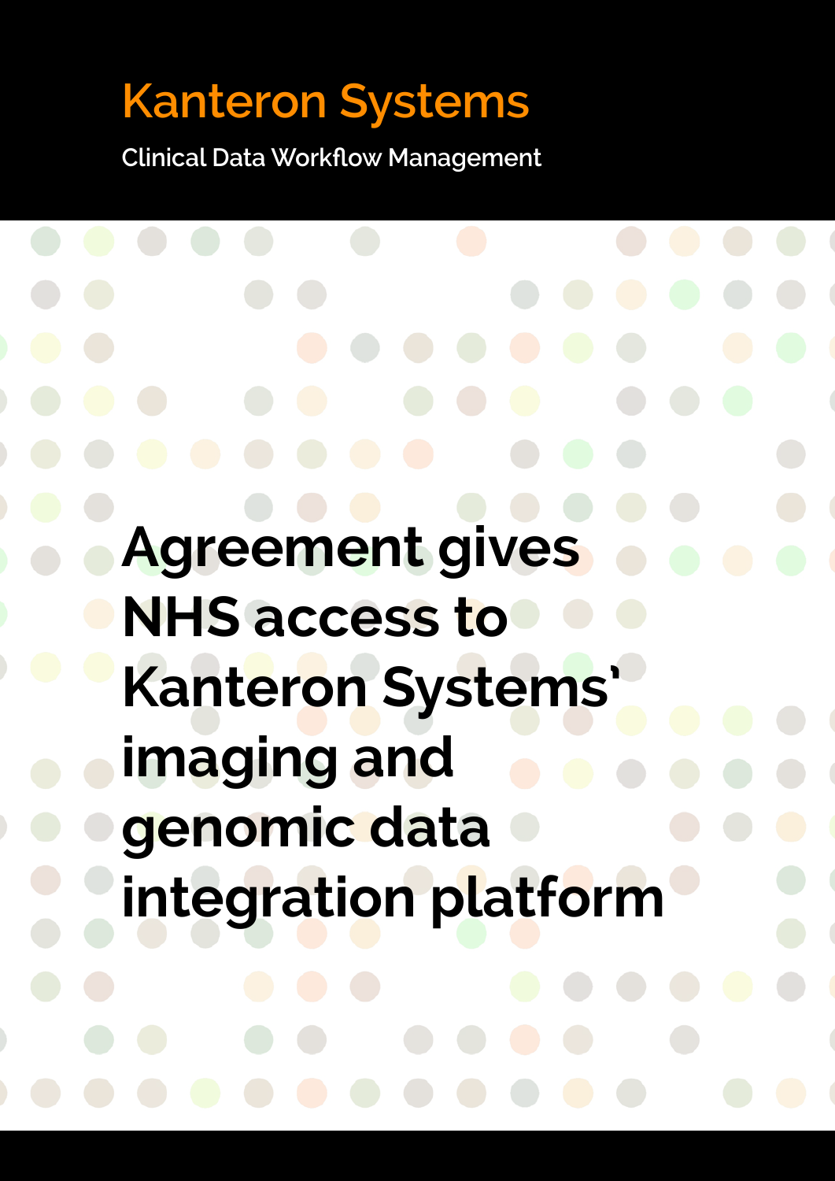Kanteron Systems

Clinical Data Workflow Management

# Agreement gives NHS access to Kanteron Systems' imaging and genomic data integration platform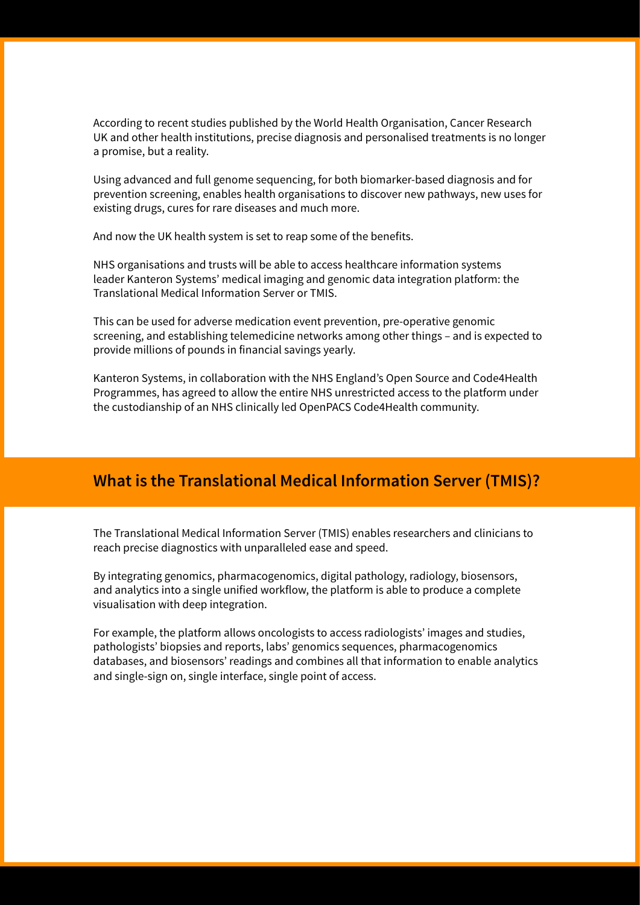According to recent studies published by the World Health Organisation, Cancer Research UK and other health institutions, precise diagnosis and personalised treatments is no longer a promise, but a reality.

Using advanced and full genome sequencing, for both biomarker-based diagnosis and for prevention screening, enables health organisations to discover new pathways, new uses for existing drugs, cures for rare diseases and much more.

And now the UK health system is set to reap some of the benefits.

NHS organisations and trusts will be able to access healthcare information systems leader Kanteron Systems' medical imaging and genomic data integration platform: the Translational Medical Information Server or TMIS.

This can be used for adverse medication event prevention, pre-operative genomic screening, and establishing telemedicine networks among other things – and is expected to provide millions of pounds in financial savings yearly.

Kanteron Systems, in collaboration with the NHS England's Open Source and Code4Health Programmes, has agreed to allow the entire NHS unrestricted access to the platform under the custodianship of an NHS clinically led OpenPACS Code4Health community.

## What is the Translational Medical Information Server (TMIS)?

The Translational Medical Information Server (TMIS) enables researchers and clinicians to reach precise diagnostics with unparalleled ease and speed.

By integrating genomics, pharmacogenomics, digital pathology, radiology, biosensors, and analytics into a single unified workflow, the platform is able to produce a complete visualisation with deep integration.

For example, the platform allows oncologists to access radiologists' images and studies, pathologists' biopsies and reports, labs' genomics sequences, pharmacogenomics databases, and biosensors' readings and combines all that information to enable analytics and single-sign on, single interface, single point of access.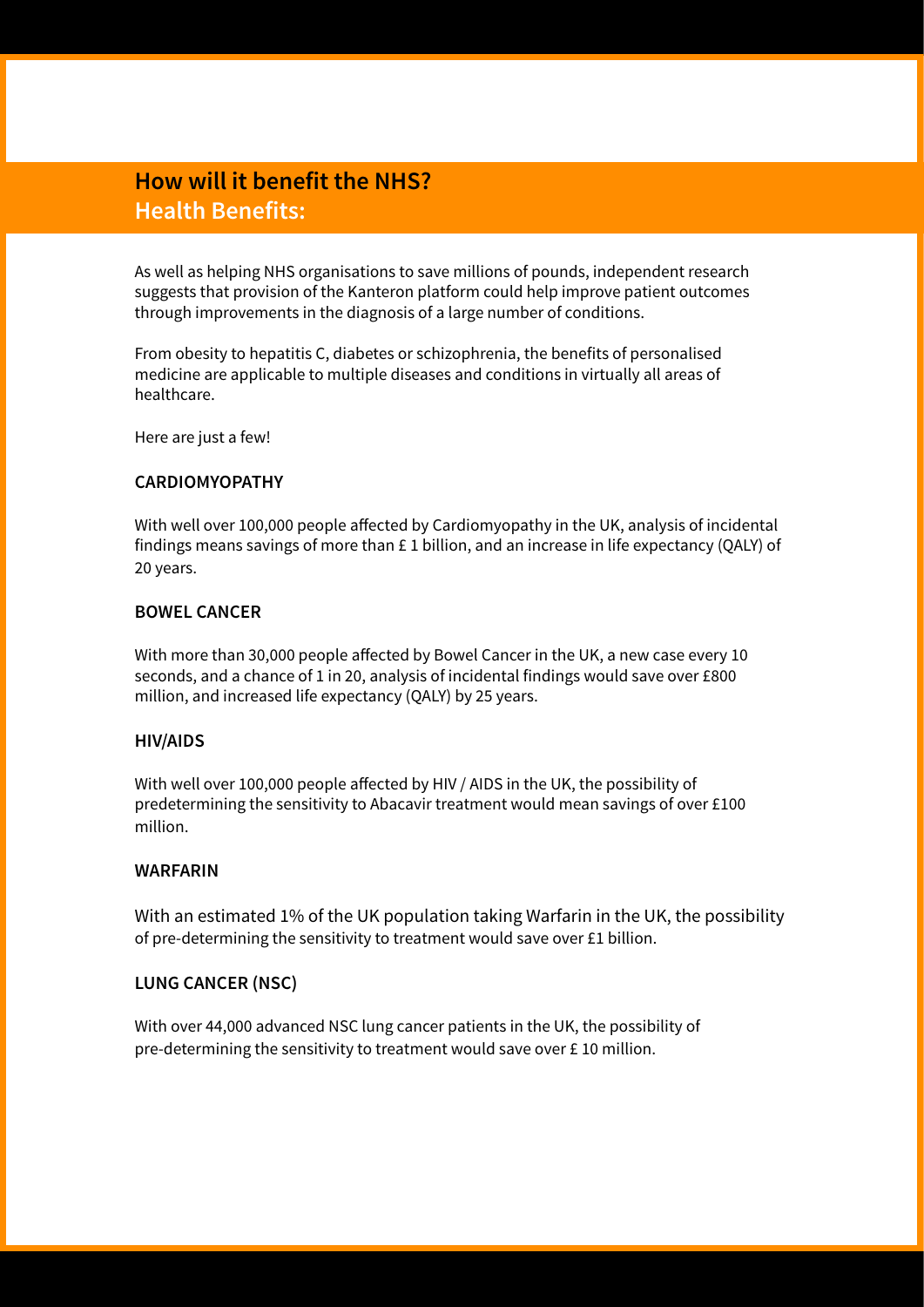## How will it benefit the NHS?

## Health Benefits:

As well as helping NHS organisations to save millions of pounds, independent research suggests that provision of the Kanteron platform could help improve patient outcomes through improvements in the diagnosis of a large number of conditions.

From obesity to hepatitis C, diabetes or schizophrenia, the benefits of personalised medicine are applicable to multiple diseases and conditions in virtually all areas of healthcare.

Here are just a few!

### CARDIOMYOPATHY

With well over 100,000 people affected by Cardiomyopathy in the UK, analysis of incidental findings means savings of more than £ 1 billion, and an increase in life expectancy (QALY) of 20 years.

### BOWEL CANCER

With more than 30,000 people affected by Bowel Cancer in the UK, a new case every 10 seconds, and a chance of 1 in 20, analysis of incidental findings would save over £800 million, and increased life expectancy (QALY) by 25 years.

### HIV/AIDS

With well over 100,000 people affected by HIV / AIDS in the UK, the possibility of predetermining the sensitivity to Abacavir treatment would mean savings of over £100 million.

### WARFARIN

With an estimated 1% of the UK population taking Warfarin in the UK, the possibility of pre-determining the sensitivity to treatment would save over £1 billion.

### LUNG CANCER (NSC)

With over 44,000 advanced NSC lung cancer patients in the UK, the possibility of pre-determining the sensitivity to treatment would save over £ 10 million.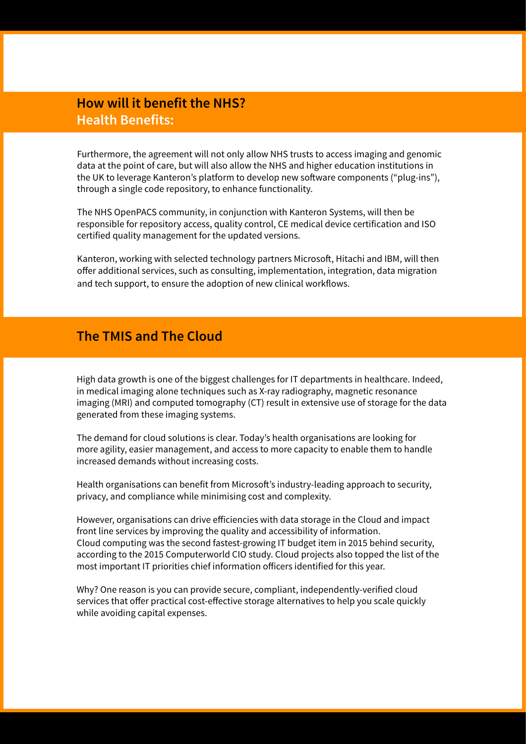## How will it benefit the NHS?

### Health Benefits:

Furthermore, the agreement will not only allow NHS trusts to access imaging and genomic data at the point of care, but will also allow the NHS and higher education institutions in the UK to leverage Kanteron's platform to develop new software components ("plug-ins"), through a single code repository, to enhance functionality.

The NHS OpenPACS community, in conjunction with Kanteron Systems, will then be responsible for repository access, quality control, CE medical device certification and ISO certified quality management for the updated versions.

Kanteron, working with selected technology partners Microsoft, Hitachi and IBM, will then offer additional services, such as consulting, implementation, integration, data migration and tech support, to ensure the adoption of new clinical workflows.

## The TMIS and The Cloud

High data growth is one of the biggest challenges for IT departments in healthcare. Indeed, in medical imaging alone techniques such as X-ray radiography, magnetic resonance imaging (MRI) and computed tomography (CT) result in extensive use of storage for the data generated from these imaging systems.

The demand for cloud solutions is clear. Today's health organisations are looking for more agility, easier management, and access to more capacity to enable them to handle increased demands without increasing costs.

Health organisations can benefit from Microsoft's industry-leading approach to security, privacy, and compliance while minimising cost and complexity.

However, organisations can drive efficiencies with data storage in the Cloud and impact front line services by improving the quality and accessibility of information.
Cloud computing was the second fastest-growing IT budget item in 2015 behind security, according to the 2015 Computerworld CIO study. Cloud projects also topped the list of the most important IT priorities chief information officers identified for this year.

Why? One reason is you can provide secure, compliant, independently-verified cloud services that offer practical cost-effective storage alternatives to help you scale quickly while avoiding capital expenses.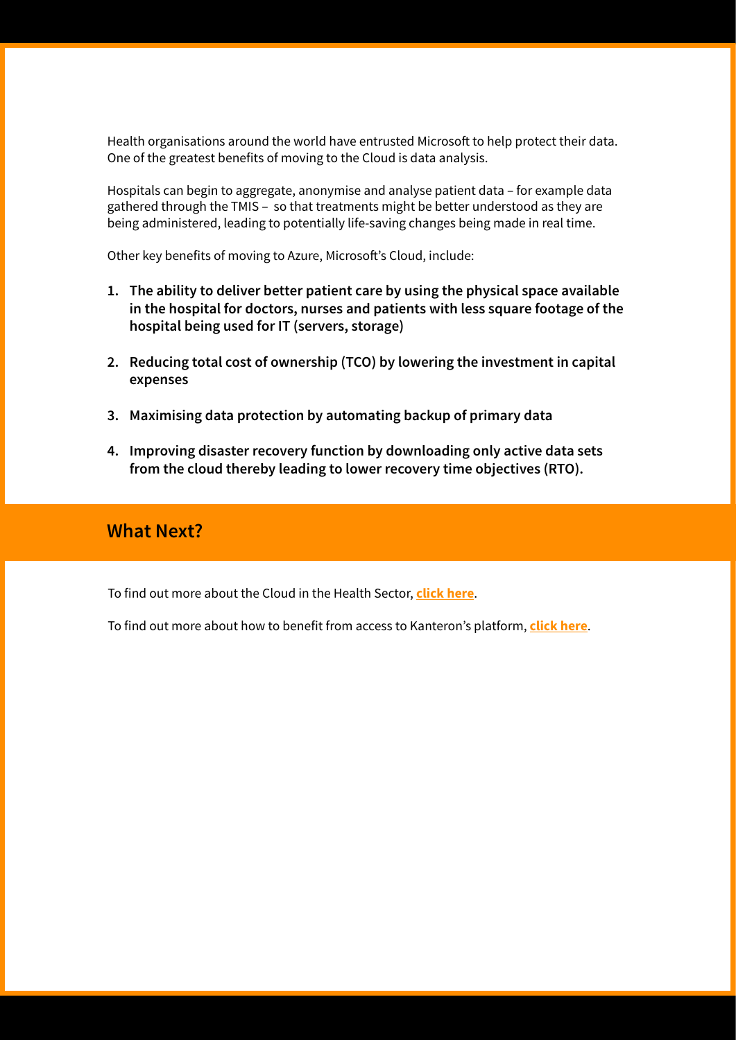Health organisations around the world have entrusted Microsoft to help protect their data. One of the greatest benefits of moving to the Cloud is data analysis.

Hospitals can begin to aggregate, anonymise and analyse patient data – for example data gathered through the TMIS – so that treatments might be better understood as they are being administered, leading to potentially life-saving changes being made in real time.

Other key benefits of moving to Azure, Microsoft's Cloud, include:

1. **The ability to deliver better patient care by using the physical space available in the hospital for doctors, nurses and patients with less square footage of the hospital being used for IT (servers, storage)**
2. **Reducing total cost of ownership (TCO) by lowering the investment in capital expenses**
3. **Maximising data protection by automating backup of primary data**
4. **Improving disaster recovery function by downloading only active data sets from the cloud thereby leading to lower recovery time objectives (RTO).**

## What Next?

To find out more about the Cloud in the Health Sector, **click here**.

To find out more about how to benefit from access to Kanteron's platform, **click here**.